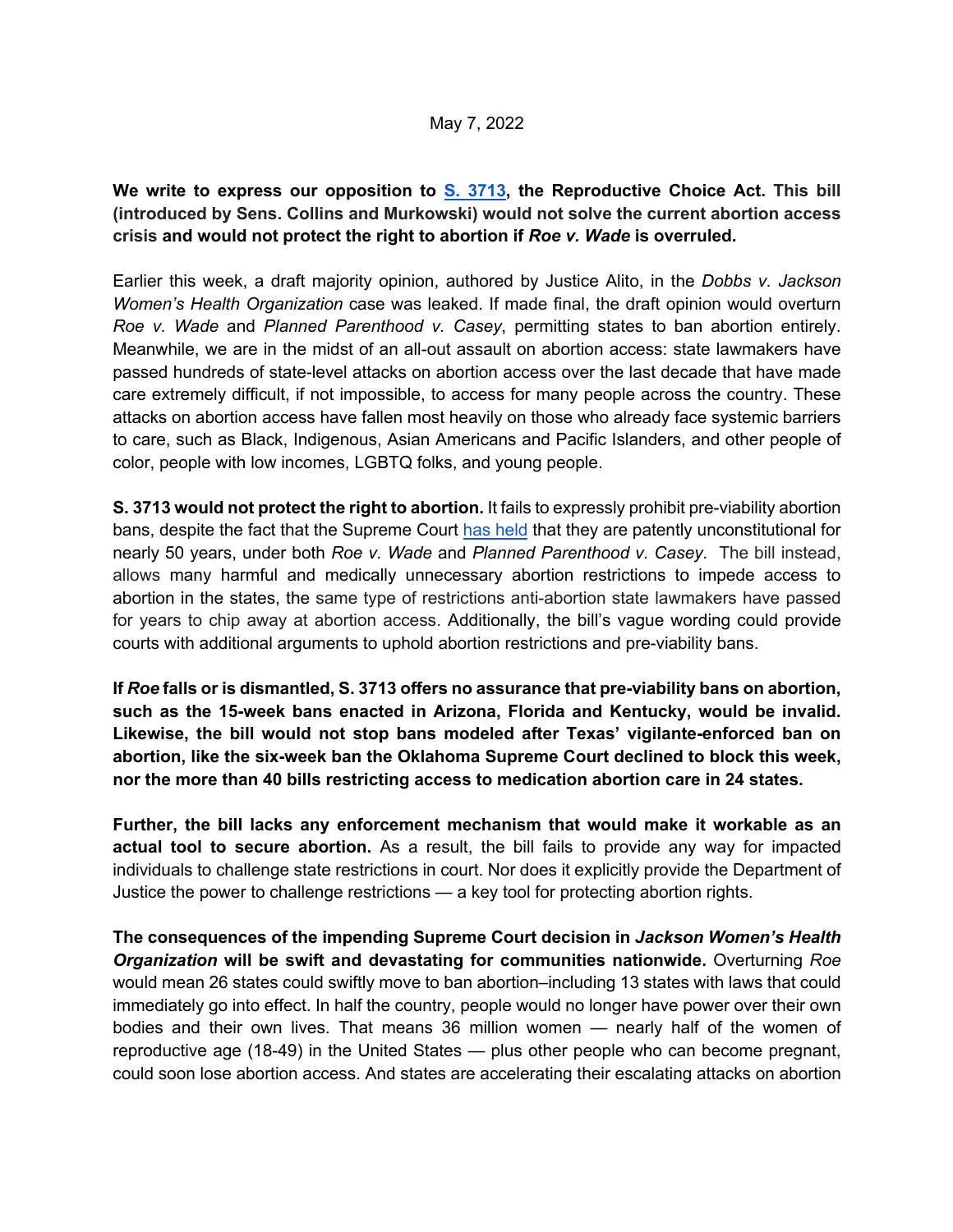May 7, 2022

**We write to express our opposition to [S. 3713](#), the Reproductive Choice Act. This bill (introduced by Sens. Collins and Murkowski) would not solve the current abortion access crisis and would not protect the right to abortion if *Roe v. Wade* is overruled.**

Earlier this week, a draft majority opinion, authored by Justice Alito, in the *Dobbs v. Jackson Women's Health Organization* case was leaked. If made final, the draft opinion would overturn *Roe v. Wade* and *Planned Parenthood v. Casey*, permitting states to ban abortion entirely. Meanwhile, we are in the midst of an all-out assault on abortion access: state lawmakers have passed hundreds of state-level attacks on abortion access over the last decade that have made care extremely difficult, if not impossible, to access for many people across the country. These attacks on abortion access have fallen most heavily on those who already face systemic barriers to care, such as Black, Indigenous, Asian Americans and Pacific Islanders, and other people of color, people with low incomes, LGBTQ folks, and young people.

**S. 3713 would not protect the right to abortion.** It fails to expressly prohibit pre-viability abortion bans, despite the fact that the Supreme Court [has held](#) that they are patently unconstitutional for nearly 50 years, under both *Roe v. Wade* and *Planned Parenthood v. Casey*. The bill instead, allows many harmful and medically unnecessary abortion restrictions to impede access to abortion in the states, the same type of restrictions anti-abortion state lawmakers have passed for years to chip away at abortion access. Additionally, the bill's vague wording could provide courts with additional arguments to uphold abortion restrictions and pre-viability bans.

**If *Roe* falls or is dismantled, S. 3713 offers no assurance that pre-viability bans on abortion, such as the 15-week bans enacted in Arizona, Florida and Kentucky, would be invalid. Likewise, the bill would not stop bans modeled after Texas' vigilante-enforced ban on abortion, like the six-week ban the Oklahoma Supreme Court declined to block this week, nor the more than 40 bills restricting access to medication abortion care in 24 states.**

**Further, the bill lacks any enforcement mechanism that would make it workable as an actual tool to secure abortion.** As a result, the bill fails to provide any way for impacted individuals to challenge state restrictions in court. Nor does it explicitly provide the Department of Justice the power to challenge restrictions — a key tool for protecting abortion rights.

**The consequences of the impending Supreme Court decision in *Jackson Women's Health Organization* will be swift and devastating for communities nationwide.** Overturning *Roe* would mean 26 states could swiftly move to ban abortion–including 13 states with laws that could immediately go into effect. In half the country, people would no longer have power over their own bodies and their own lives. That means 36 million women — nearly half of the women of reproductive age (18-49) in the United States — plus other people who can become pregnant, could soon lose abortion access. And states are accelerating their escalating attacks on abortion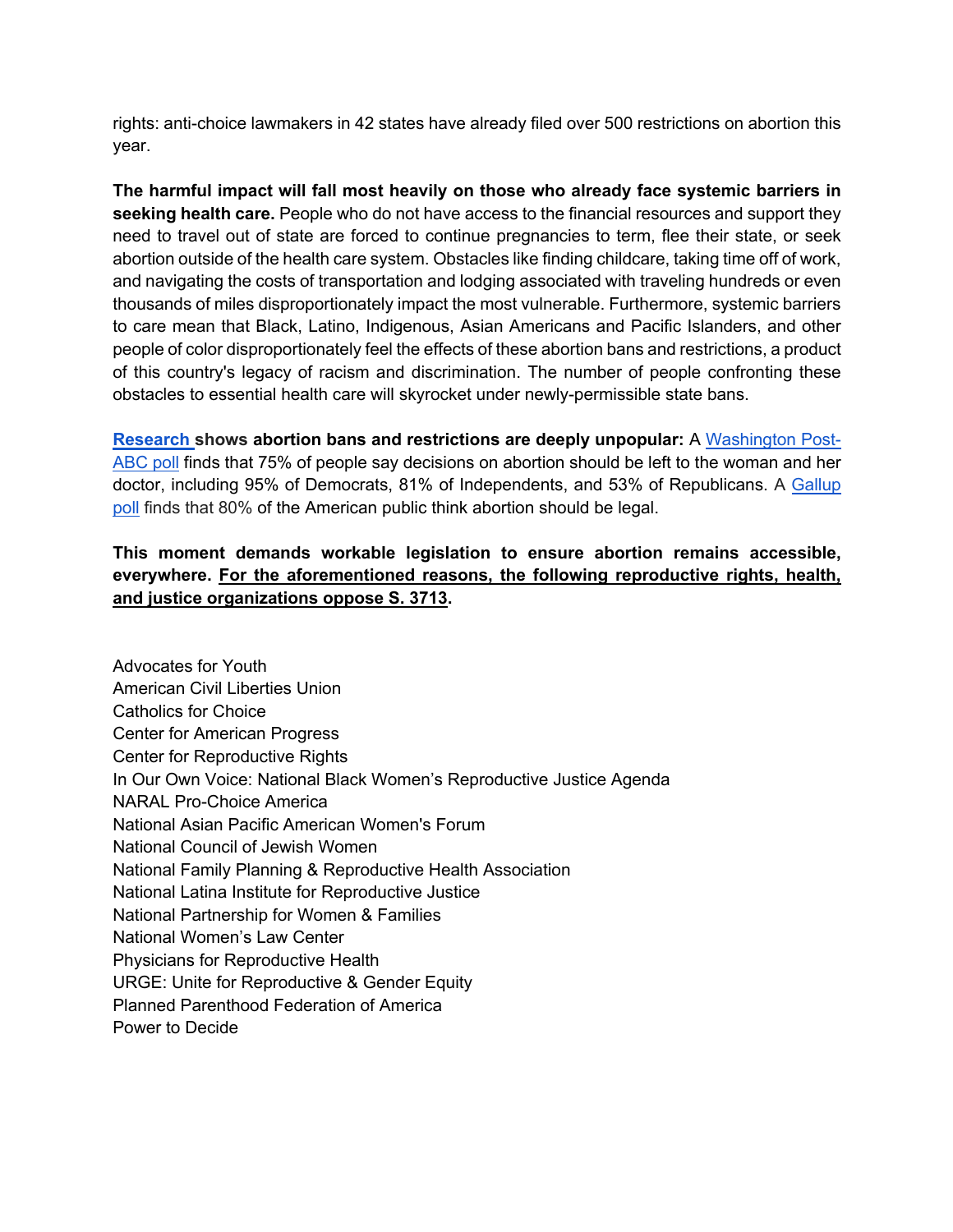rights: anti-choice lawmakers in 42 states have already filed over 500 restrictions on abortion this year.

**The harmful impact will fall most heavily on those who already face systemic barriers in seeking health care.** People who do not have access to the financial resources and support they need to travel out of state are forced to continue pregnancies to term, flee their state, or seek abortion outside of the health care system. Obstacles like finding childcare, taking time off of work, and navigating the costs of transportation and lodging associated with traveling hundreds or even thousands of miles disproportionately impact the most vulnerable. Furthermore, systemic barriers to care mean that Black, Latino, Indigenous, Asian Americans and Pacific Islanders, and other people of color disproportionately feel the effects of these abortion bans and restrictions, a product of this country's legacy of racism and discrimination. The number of people confronting these obstacles to essential health care will skyrocket under newly-permissible state bans.

**Research shows abortion bans and restrictions are deeply unpopular:** A Washington Post-ABC poll finds that 75% of people say decisions on abortion should be left to the woman and her doctor, including 95% of Democrats, 81% of Independents, and 53% of Republicans. A Gallup poll finds that 80% of the American public think abortion should be legal.

**This moment demands workable legislation to ensure abortion remains accessible, everywhere. For the aforementioned reasons, the following reproductive rights, health, and justice organizations oppose S. 3713.**

Advocates for Youth
American Civil Liberties Union
Catholics for Choice
Center for American Progress
Center for Reproductive Rights
In Our Own Voice: National Black Women's Reproductive Justice Agenda
NARAL Pro-Choice America
National Asian Pacific American Women's Forum
National Council of Jewish Women
National Family Planning & Reproductive Health Association
National Latina Institute for Reproductive Justice
National Partnership for Women & Families
National Women's Law Center
Physicians for Reproductive Health
URGE: Unite for Reproductive & Gender Equity
Planned Parenthood Federation of America
Power to Decide